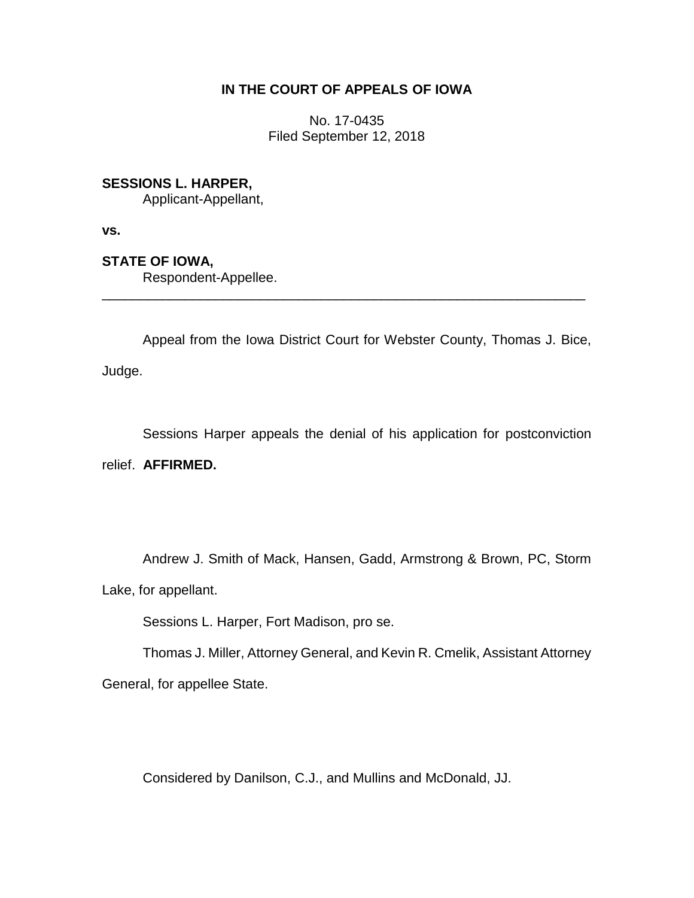# IN THE COURT OF APPEALS OF IOWA

No. 17-0435
Filed September 12, 2018

**SESSIONS L. HARPER,**
Applicant-Appellant,

**vs.**

**STATE OF IOWA,**
Respondent-Appellee.

---

Appeal from the Iowa District Court for Webster County, Thomas J. Bice, Judge.

Sessions Harper appeals the denial of his application for postconviction relief. **AFFIRMED.**

Andrew J. Smith of Mack, Hansen, Gadd, Armstrong & Brown, PC, Storm Lake, for appellant.

Sessions L. Harper, Fort Madison, pro se.

Thomas J. Miller, Attorney General, and Kevin R. Cmelik, Assistant Attorney General, for appellee State.

Considered by Danilson, C.J., and Mullins and McDonald, JJ.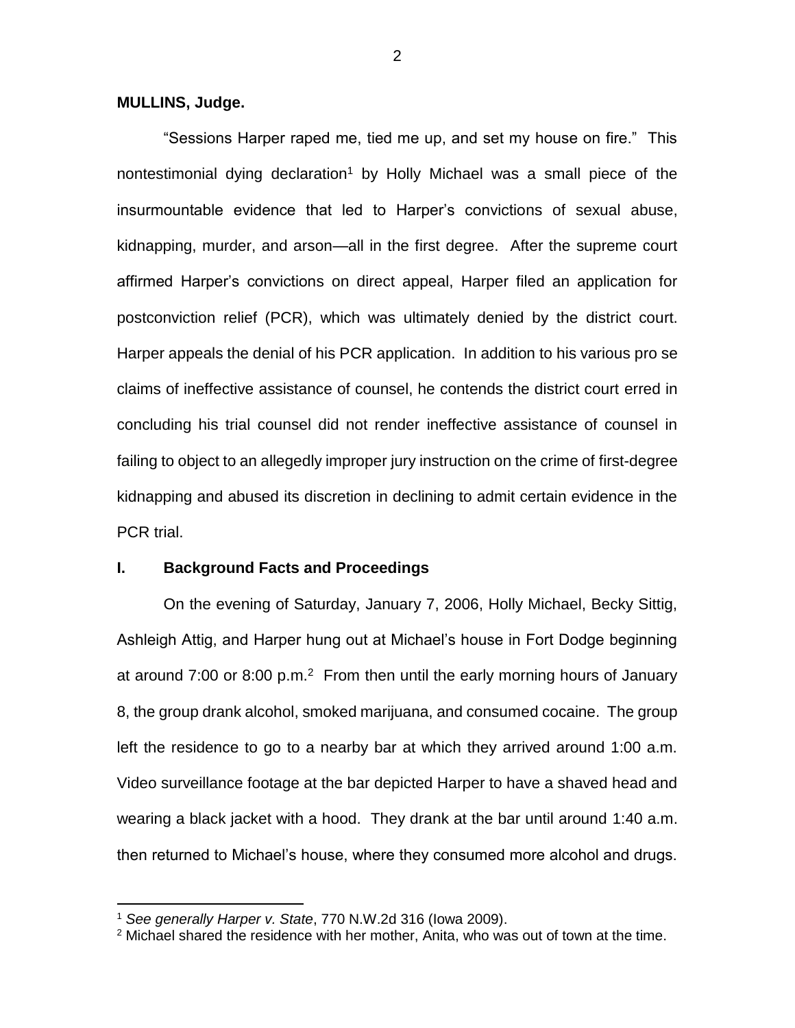**MULLINS, Judge.**

"Sessions Harper raped me, tied me up, and set my house on fire." This nontestimonial dying declaration[1] by Holly Michael was a small piece of the insurmountable evidence that led to Harper's convictions of sexual abuse, kidnapping, murder, and arson—all in the first degree. After the supreme court affirmed Harper's convictions on direct appeal, Harper filed an application for postconviction relief (PCR), which was ultimately denied by the district court. Harper appeals the denial of his PCR application. In addition to his various pro se claims of ineffective assistance of counsel, he contends the district court erred in concluding his trial counsel did not render ineffective assistance of counsel in failing to object to an allegedly improper jury instruction on the crime of first-degree kidnapping and abused its discretion in declining to admit certain evidence in the PCR trial.

## I. Background Facts and Proceedings

On the evening of Saturday, January 7, 2006, Holly Michael, Becky Sittig, Ashleigh Attig, and Harper hung out at Michael's house in Fort Dodge beginning at around 7:00 or 8:00 p.m.[2] From then until the early morning hours of January 8, the group drank alcohol, smoked marijuana, and consumed cocaine. The group left the residence to go to a nearby bar at which they arrived around 1:00 a.m. Video surveillance footage at the bar depicted Harper to have a shaved head and wearing a black jacket with a hood. They drank at the bar until around 1:40 a.m. then returned to Michael's house, where they consumed more alcohol and drugs.

[1] *See generally Harper v. State*, 770 N.W.2d 316 (Iowa 2009).

[2] Michael shared the residence with her mother, Anita, who was out of town at the time.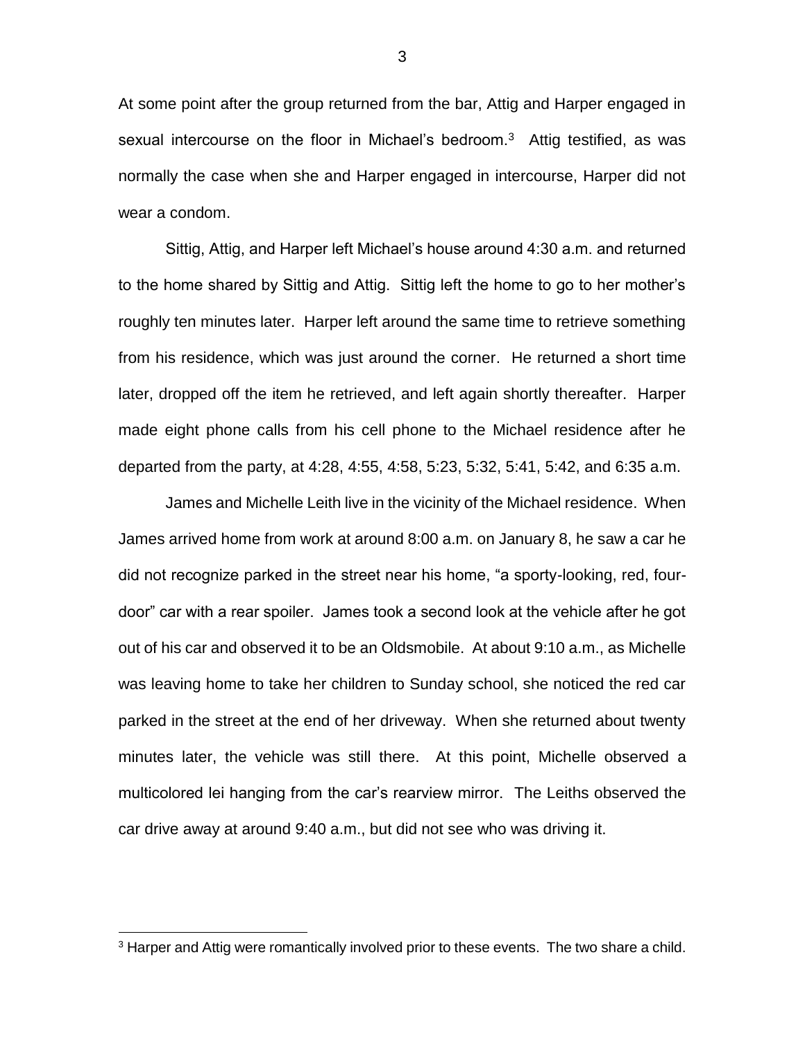At some point after the group returned from the bar, Attig and Harper engaged in sexual intercourse on the floor in Michael's bedroom.[3] Attig testified, as was normally the case when she and Harper engaged in intercourse, Harper did not wear a condom.

Sittig, Attig, and Harper left Michael's house around 4:30 a.m. and returned to the home shared by Sittig and Attig. Sittig left the home to go to her mother's roughly ten minutes later. Harper left around the same time to retrieve something from his residence, which was just around the corner. He returned a short time later, dropped off the item he retrieved, and left again shortly thereafter. Harper made eight phone calls from his cell phone to the Michael residence after he departed from the party, at 4:28, 4:55, 4:58, 5:23, 5:32, 5:41, 5:42, and 6:35 a.m.

James and Michelle Leith live in the vicinity of the Michael residence. When James arrived home from work at around 8:00 a.m. on January 8, he saw a car he did not recognize parked in the street near his home, "a sporty-looking, red, four-door" car with a rear spoiler. James took a second look at the vehicle after he got out of his car and observed it to be an Oldsmobile. At about 9:10 a.m., as Michelle was leaving home to take her children to Sunday school, she noticed the red car parked in the street at the end of her driveway. When she returned about twenty minutes later, the vehicle was still there. At this point, Michelle observed a multicolored lei hanging from the car's rearview mirror. The Leiths observed the car drive away at around 9:40 a.m., but did not see who was driving it.

[3] Harper and Attig were romantically involved prior to these events. The two share a child.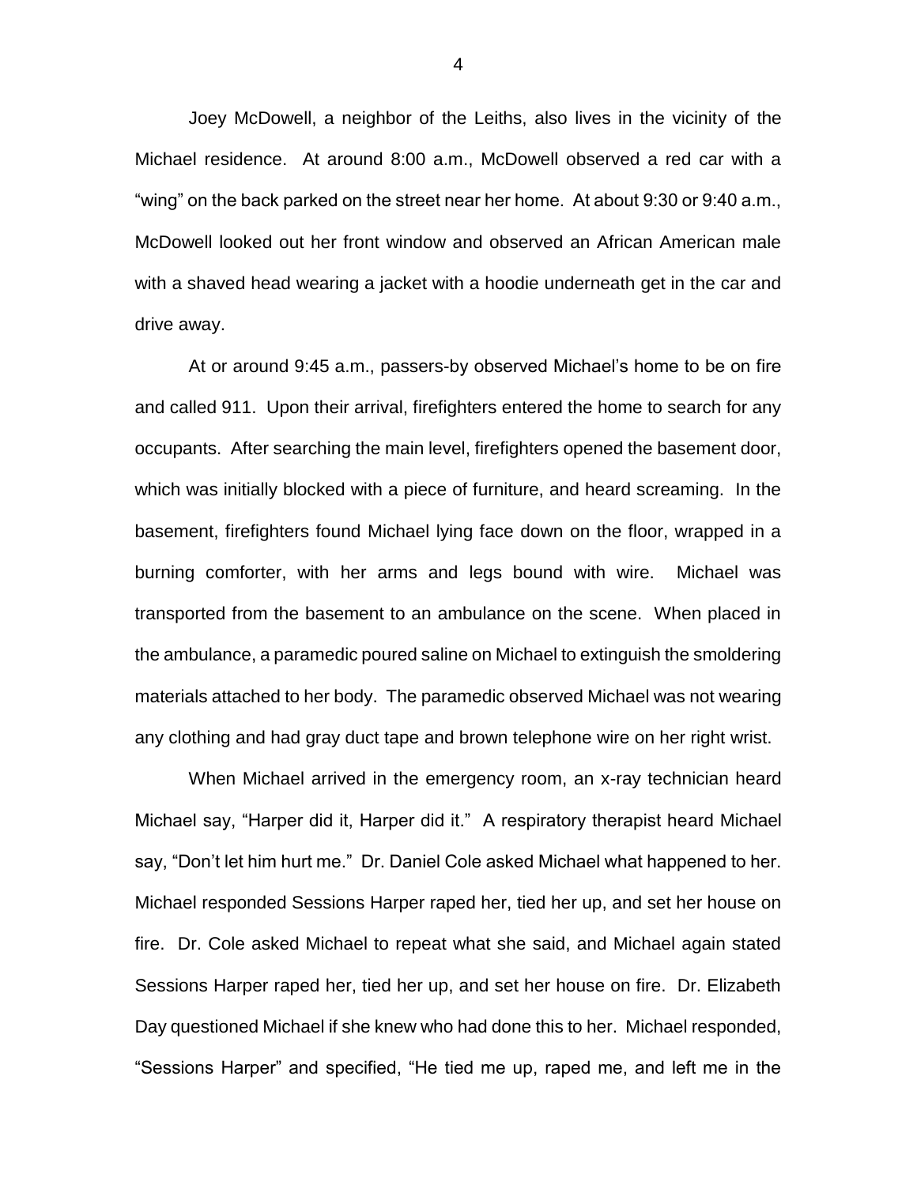Joey McDowell, a neighbor of the Leiths, also lives in the vicinity of the Michael residence. At around 8:00 a.m., McDowell observed a red car with a "wing" on the back parked on the street near her home. At about 9:30 or 9:40 a.m., McDowell looked out her front window and observed an African American male with a shaved head wearing a jacket with a hoodie underneath get in the car and drive away.

At or around 9:45 a.m., passers-by observed Michael's home to be on fire and called 911. Upon their arrival, firefighters entered the home to search for any occupants. After searching the main level, firefighters opened the basement door, which was initially blocked with a piece of furniture, and heard screaming. In the basement, firefighters found Michael lying face down on the floor, wrapped in a burning comforter, with her arms and legs bound with wire. Michael was transported from the basement to an ambulance on the scene. When placed in the ambulance, a paramedic poured saline on Michael to extinguish the smoldering materials attached to her body. The paramedic observed Michael was not wearing any clothing and had gray duct tape and brown telephone wire on her right wrist.

When Michael arrived in the emergency room, an x-ray technician heard Michael say, "Harper did it, Harper did it." A respiratory therapist heard Michael say, "Don't let him hurt me." Dr. Daniel Cole asked Michael what happened to her. Michael responded Sessions Harper raped her, tied her up, and set her house on fire. Dr. Cole asked Michael to repeat what she said, and Michael again stated Sessions Harper raped her, tied her up, and set her house on fire. Dr. Elizabeth Day questioned Michael if she knew who had done this to her. Michael responded, "Sessions Harper" and specified, "He tied me up, raped me, and left me in the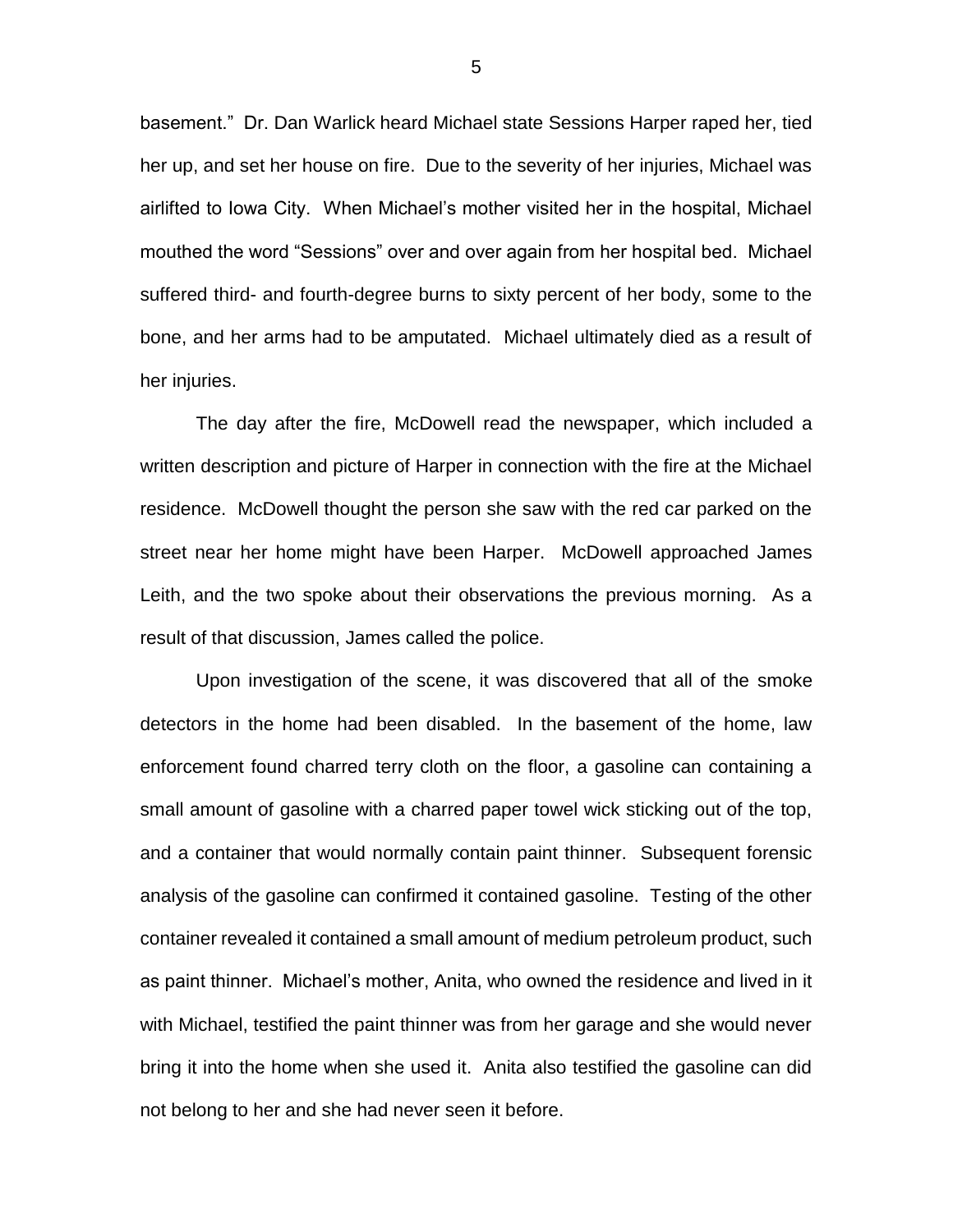basement." Dr. Dan Warlick heard Michael state Sessions Harper raped her, tied her up, and set her house on fire. Due to the severity of her injuries, Michael was airlifted to Iowa City. When Michael's mother visited her in the hospital, Michael mouthed the word "Sessions" over and over again from her hospital bed. Michael suffered third- and fourth-degree burns to sixty percent of her body, some to the bone, and her arms had to be amputated. Michael ultimately died as a result of her injuries.

The day after the fire, McDowell read the newspaper, which included a written description and picture of Harper in connection with the fire at the Michael residence. McDowell thought the person she saw with the red car parked on the street near her home might have been Harper. McDowell approached James Leith, and the two spoke about their observations the previous morning. As a result of that discussion, James called the police.

Upon investigation of the scene, it was discovered that all of the smoke detectors in the home had been disabled. In the basement of the home, law enforcement found charred terry cloth on the floor, a gasoline can containing a small amount of gasoline with a charred paper towel wick sticking out of the top, and a container that would normally contain paint thinner. Subsequent forensic analysis of the gasoline can confirmed it contained gasoline. Testing of the other container revealed it contained a small amount of medium petroleum product, such as paint thinner. Michael's mother, Anita, who owned the residence and lived in it with Michael, testified the paint thinner was from her garage and she would never bring it into the home when she used it. Anita also testified the gasoline can did not belong to her and she had never seen it before.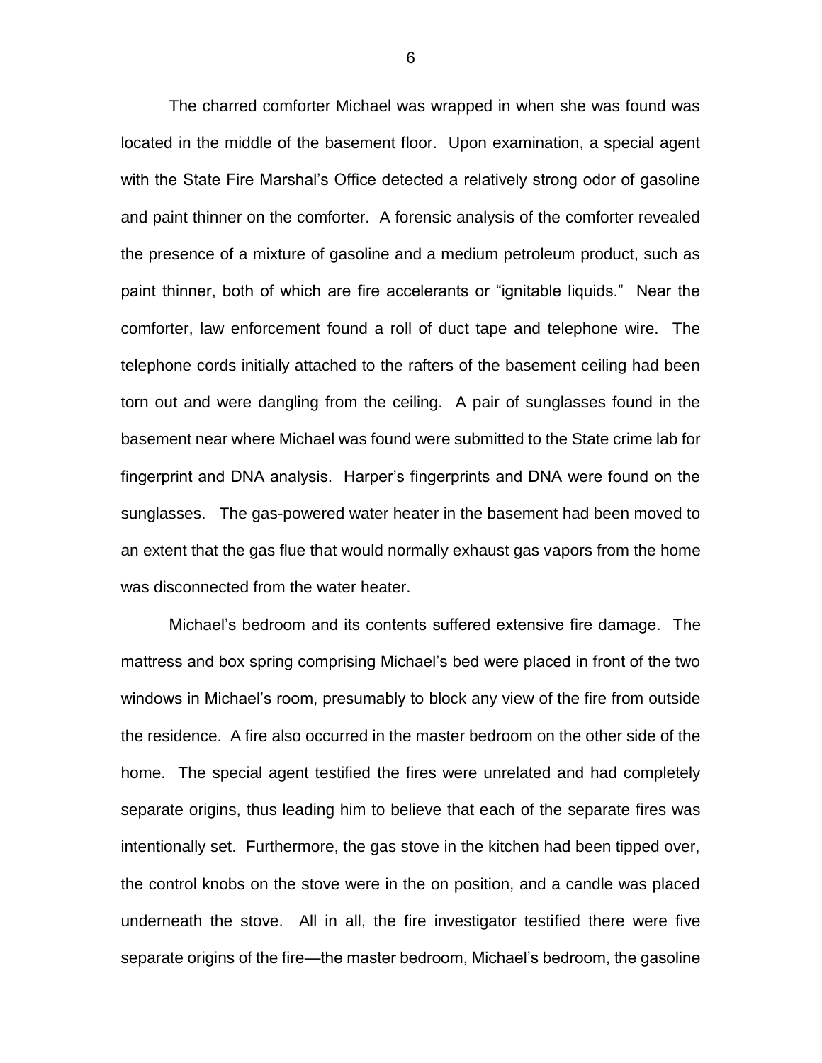The charred comforter Michael was wrapped in when she was found was located in the middle of the basement floor. Upon examination, a special agent with the State Fire Marshal's Office detected a relatively strong odor of gasoline and paint thinner on the comforter. A forensic analysis of the comforter revealed the presence of a mixture of gasoline and a medium petroleum product, such as paint thinner, both of which are fire accelerants or "ignitable liquids." Near the comforter, law enforcement found a roll of duct tape and telephone wire. The telephone cords initially attached to the rafters of the basement ceiling had been torn out and were dangling from the ceiling. A pair of sunglasses found in the basement near where Michael was found were submitted to the State crime lab for fingerprint and DNA analysis. Harper's fingerprints and DNA were found on the sunglasses. The gas-powered water heater in the basement had been moved to an extent that the gas flue that would normally exhaust gas vapors from the home was disconnected from the water heater.

Michael's bedroom and its contents suffered extensive fire damage. The mattress and box spring comprising Michael's bed were placed in front of the two windows in Michael's room, presumably to block any view of the fire from outside the residence. A fire also occurred in the master bedroom on the other side of the home. The special agent testified the fires were unrelated and had completely separate origins, thus leading him to believe that each of the separate fires was intentionally set. Furthermore, the gas stove in the kitchen had been tipped over, the control knobs on the stove were in the on position, and a candle was placed underneath the stove. All in all, the fire investigator testified there were five separate origins of the fire—the master bedroom, Michael's bedroom, the gasoline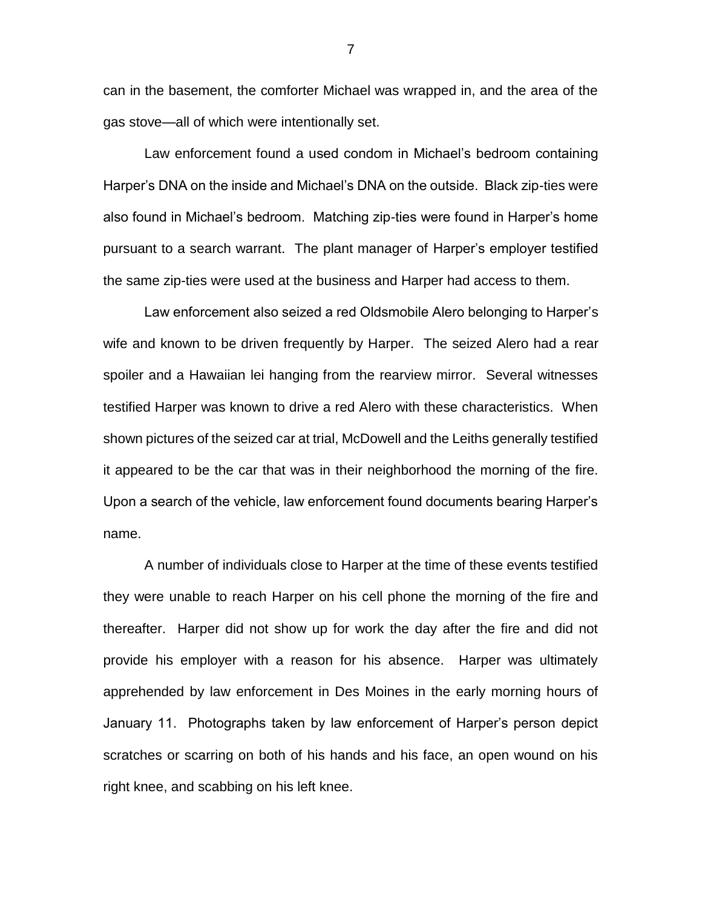can in the basement, the comforter Michael was wrapped in, and the area of the gas stove—all of which were intentionally set.

Law enforcement found a used condom in Michael's bedroom containing Harper's DNA on the inside and Michael's DNA on the outside. Black zip-ties were also found in Michael's bedroom. Matching zip-ties were found in Harper's home pursuant to a search warrant. The plant manager of Harper's employer testified the same zip-ties were used at the business and Harper had access to them.

Law enforcement also seized a red Oldsmobile Alero belonging to Harper's wife and known to be driven frequently by Harper. The seized Alero had a rear spoiler and a Hawaiian lei hanging from the rearview mirror. Several witnesses testified Harper was known to drive a red Alero with these characteristics. When shown pictures of the seized car at trial, McDowell and the Leiths generally testified it appeared to be the car that was in their neighborhood the morning of the fire. Upon a search of the vehicle, law enforcement found documents bearing Harper's name.

A number of individuals close to Harper at the time of these events testified they were unable to reach Harper on his cell phone the morning of the fire and thereafter. Harper did not show up for work the day after the fire and did not provide his employer with a reason for his absence. Harper was ultimately apprehended by law enforcement in Des Moines in the early morning hours of January 11. Photographs taken by law enforcement of Harper's person depict scratches or scarring on both of his hands and his face, an open wound on his right knee, and scabbing on his left knee.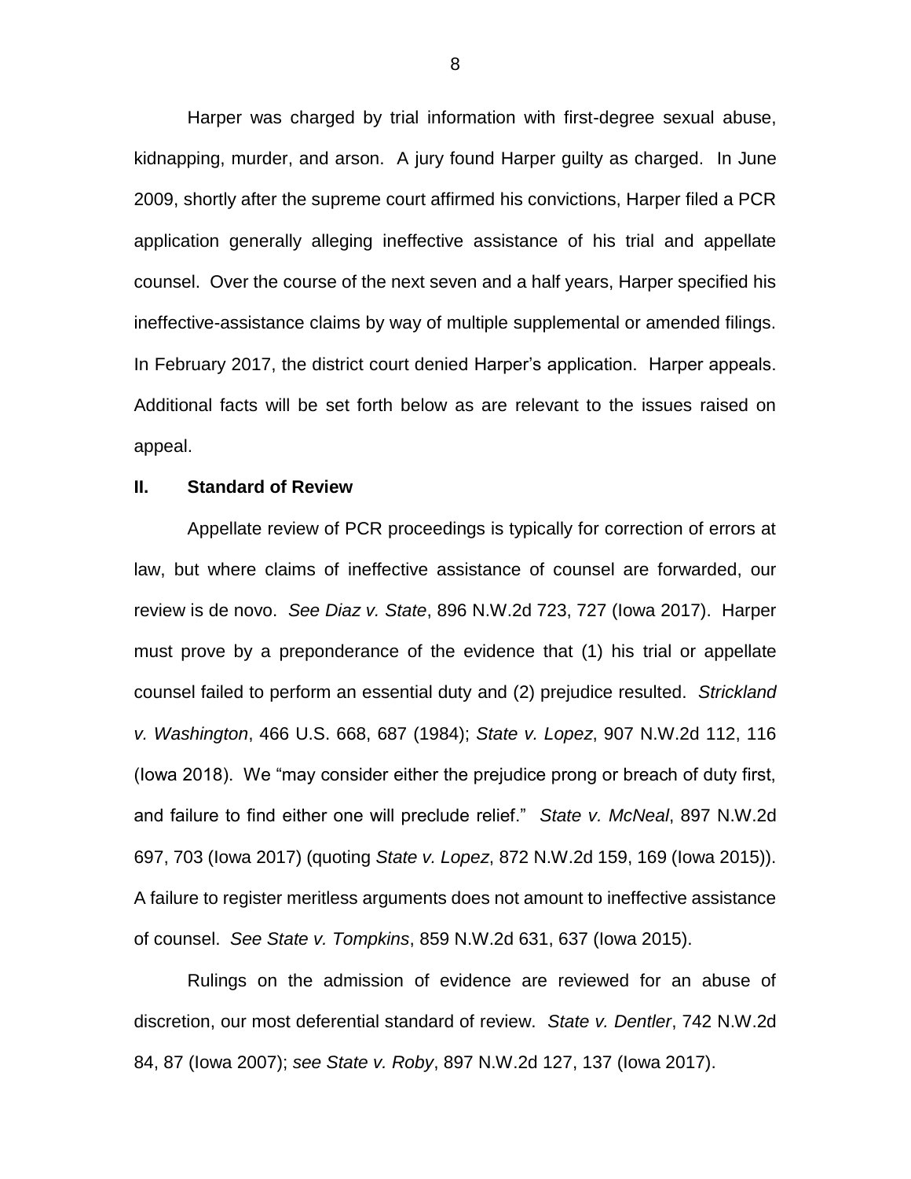Harper was charged by trial information with first-degree sexual abuse, kidnapping, murder, and arson. A jury found Harper guilty as charged. In June 2009, shortly after the supreme court affirmed his convictions, Harper filed a PCR application generally alleging ineffective assistance of his trial and appellate counsel. Over the course of the next seven and a half years, Harper specified his ineffective-assistance claims by way of multiple supplemental or amended filings. In February 2017, the district court denied Harper's application. Harper appeals. Additional facts will be set forth below as are relevant to the issues raised on appeal.

## II. Standard of Review

Appellate review of PCR proceedings is typically for correction of errors at law, but where claims of ineffective assistance of counsel are forwarded, our review is de novo. *See Diaz v. State*, 896 N.W.2d 723, 727 (Iowa 2017). Harper must prove by a preponderance of the evidence that (1) his trial or appellate counsel failed to perform an essential duty and (2) prejudice resulted. *Strickland v. Washington*, 466 U.S. 668, 687 (1984); *State v. Lopez*, 907 N.W.2d 112, 116 (Iowa 2018). We "may consider either the prejudice prong or breach of duty first, and failure to find either one will preclude relief." *State v. McNeal*, 897 N.W.2d 697, 703 (Iowa 2017) (quoting *State v. Lopez*, 872 N.W.2d 159, 169 (Iowa 2015)). A failure to register meritless arguments does not amount to ineffective assistance of counsel. *See State v. Tompkins*, 859 N.W.2d 631, 637 (Iowa 2015).

Rulings on the admission of evidence are reviewed for an abuse of discretion, our most deferential standard of review. *State v. Dentler*, 742 N.W.2d 84, 87 (Iowa 2007); *see State v. Roby*, 897 N.W.2d 127, 137 (Iowa 2017).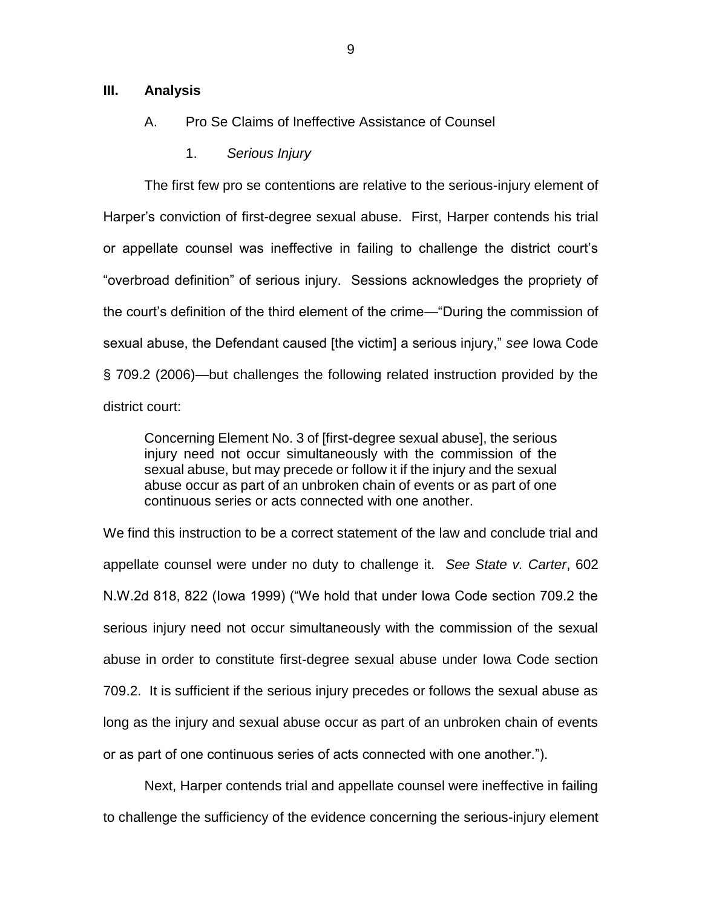## III. Analysis

### A. Pro Se Claims of Ineffective Assistance of Counsel

#### 1. *Serious Injury*

The first few pro se contentions are relative to the serious-injury element of Harper's conviction of first-degree sexual abuse. First, Harper contends his trial or appellate counsel was ineffective in failing to challenge the district court's "overbroad definition" of serious injury. Sessions acknowledges the propriety of the court's definition of the third element of the crime—"During the commission of sexual abuse, the Defendant caused [the victim] a serious injury," *see* Iowa Code § 709.2 (2006)—but challenges the following related instruction provided by the district court:

> Concerning Element No. 3 of [first-degree sexual abuse], the serious injury need not occur simultaneously with the commission of the sexual abuse, but may precede or follow it if the injury and the sexual abuse occur as part of an unbroken chain of events or as part of one continuous series or acts connected with one another.

We find this instruction to be a correct statement of the law and conclude trial and appellate counsel were under no duty to challenge it. *See State v. Carter*, 602 N.W.2d 818, 822 (Iowa 1999) ("We hold that under Iowa Code section 709.2 the serious injury need not occur simultaneously with the commission of the sexual abuse in order to constitute first-degree sexual abuse under Iowa Code section 709.2. It is sufficient if the serious injury precedes or follows the sexual abuse as long as the injury and sexual abuse occur as part of an unbroken chain of events or as part of one continuous series of acts connected with one another.").

Next, Harper contends trial and appellate counsel were ineffective in failing to challenge the sufficiency of the evidence concerning the serious-injury element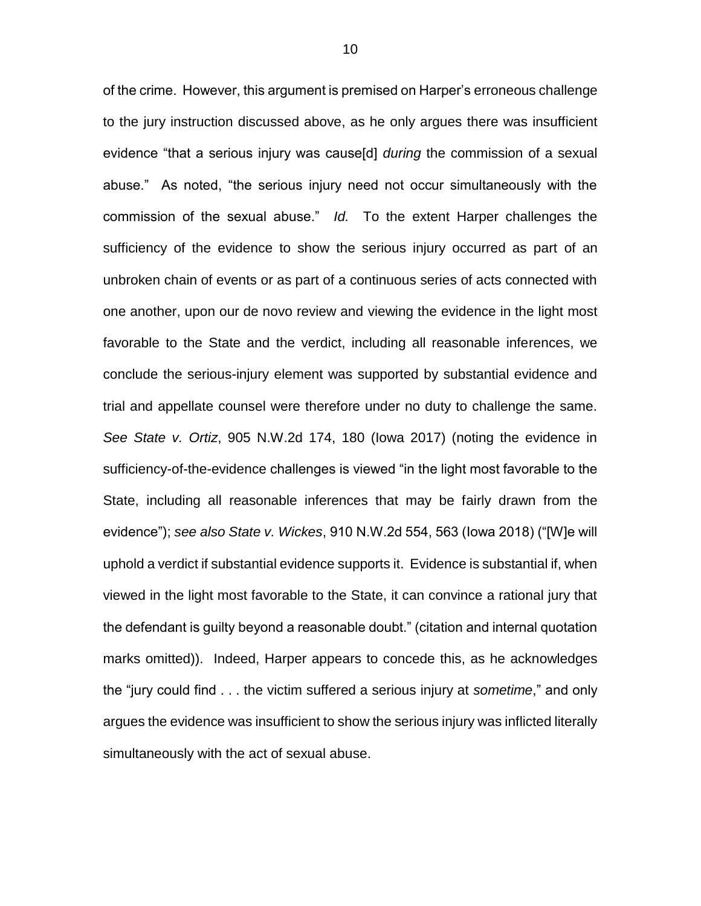of the crime. However, this argument is premised on Harper's erroneous challenge to the jury instruction discussed above, as he only argues there was insufficient evidence "that a serious injury was cause[d] *during* the commission of a sexual abuse." As noted, "the serious injury need not occur simultaneously with the commission of the sexual abuse." *Id.* To the extent Harper challenges the sufficiency of the evidence to show the serious injury occurred as part of an unbroken chain of events or as part of a continuous series of acts connected with one another, upon our de novo review and viewing the evidence in the light most favorable to the State and the verdict, including all reasonable inferences, we conclude the serious-injury element was supported by substantial evidence and trial and appellate counsel were therefore under no duty to challenge the same. *See State v. Ortiz*, 905 N.W.2d 174, 180 (Iowa 2017) (noting the evidence in sufficiency-of-the-evidence challenges is viewed "in the light most favorable to the State, including all reasonable inferences that may be fairly drawn from the evidence"); *see also State v. Wickes*, 910 N.W.2d 554, 563 (Iowa 2018) ("[W]e will uphold a verdict if substantial evidence supports it. Evidence is substantial if, when viewed in the light most favorable to the State, it can convince a rational jury that the defendant is guilty beyond a reasonable doubt." (citation and internal quotation marks omitted)). Indeed, Harper appears to concede this, as he acknowledges the "jury could find . . . the victim suffered a serious injury at *sometime*," and only argues the evidence was insufficient to show the serious injury was inflicted literally simultaneously with the act of sexual abuse.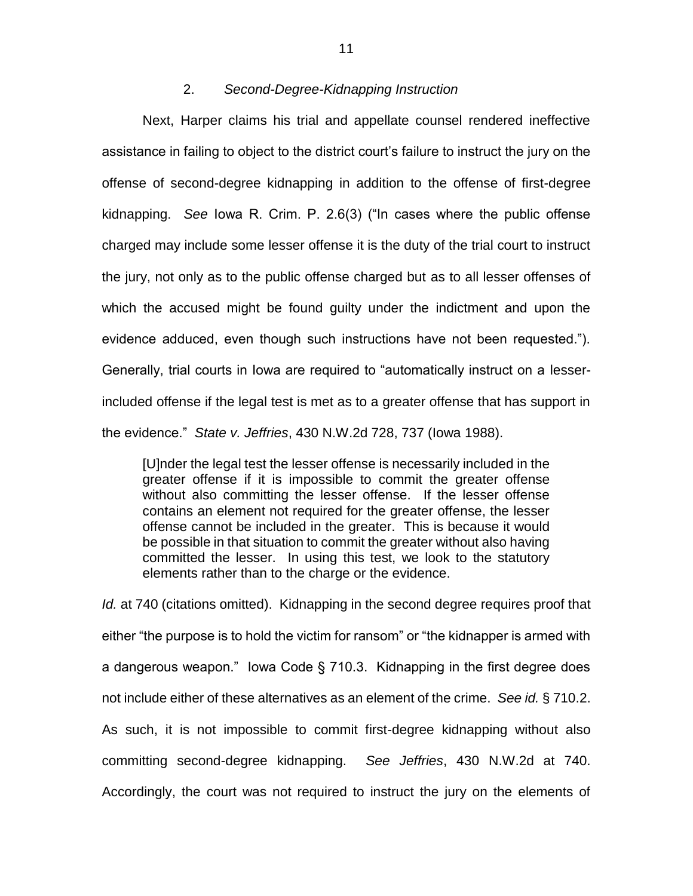### 2. *Second-Degree-Kidnapping Instruction*

Next, Harper claims his trial and appellate counsel rendered ineffective assistance in failing to object to the district court's failure to instruct the jury on the offense of second-degree kidnapping in addition to the offense of first-degree kidnapping. *See* Iowa R. Crim. P. 2.6(3) ("In cases where the public offense charged may include some lesser offense it is the duty of the trial court to instruct the jury, not only as to the public offense charged but as to all lesser offenses of which the accused might be found guilty under the indictment and upon the evidence adduced, even though such instructions have not been requested."). Generally, trial courts in Iowa are required to "automatically instruct on a lesser-included offense if the legal test is met as to a greater offense that has support in the evidence." *State v. Jeffries*, 430 N.W.2d 728, 737 (Iowa 1988).

> [U]nder the legal test the lesser offense is necessarily included in the greater offense if it is impossible to commit the greater offense without also committing the lesser offense. If the lesser offense contains an element not required for the greater offense, the lesser offense cannot be included in the greater. This is because it would be possible in that situation to commit the greater without also having committed the lesser. In using this test, we look to the statutory elements rather than to the charge or the evidence.

*Id.* at 740 (citations omitted). Kidnapping in the second degree requires proof that either "the purpose is to hold the victim for ransom" or "the kidnapper is armed with a dangerous weapon." Iowa Code § 710.3. Kidnapping in the first degree does not include either of these alternatives as an element of the crime. *See id.* § 710.2. As such, it is not impossible to commit first-degree kidnapping without also committing second-degree kidnapping. *See Jeffries*, 430 N.W.2d at 740. Accordingly, the court was not required to instruct the jury on the elements of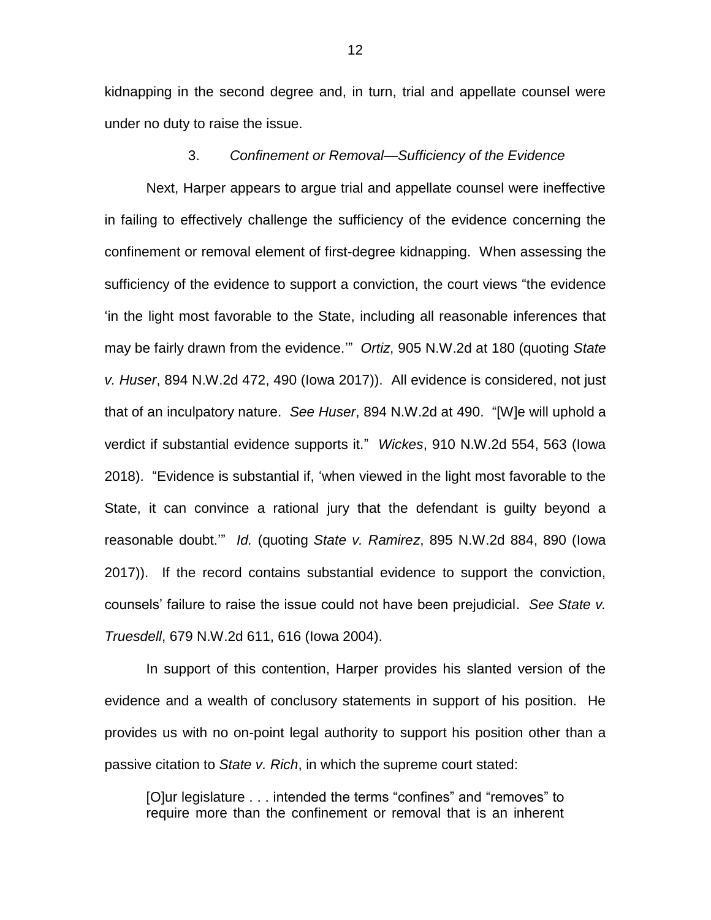kidnapping in the second degree and, in turn, trial and appellate counsel were under no duty to raise the issue.

### 3. *Confinement or Removal—Sufficiency of the Evidence*

Next, Harper appears to argue trial and appellate counsel were ineffective in failing to effectively challenge the sufficiency of the evidence concerning the confinement or removal element of first-degree kidnapping. When assessing the sufficiency of the evidence to support a conviction, the court views "the evidence 'in the light most favorable to the State, including all reasonable inferences that may be fairly drawn from the evidence.'" *Ortiz*, 905 N.W.2d at 180 (quoting *State v. Huser*, 894 N.W.2d 472, 490 (Iowa 2017)). All evidence is considered, not just that of an inculpatory nature. *See Huser*, 894 N.W.2d at 490. "[W]e will uphold a verdict if substantial evidence supports it." *Wickes*, 910 N.W.2d 554, 563 (Iowa 2018). "Evidence is substantial if, 'when viewed in the light most favorable to the State, it can convince a rational jury that the defendant is guilty beyond a reasonable doubt.'" *Id.* (quoting *State v. Ramirez*, 895 N.W.2d 884, 890 (Iowa 2017)). If the record contains substantial evidence to support the conviction, counsels' failure to raise the issue could not have been prejudicial. *See State v. Truesdell*, 679 N.W.2d 611, 616 (Iowa 2004).

In support of this contention, Harper provides his slanted version of the evidence and a wealth of conclusory statements in support of his position. He provides us with no on-point legal authority to support his position other than a passive citation to *State v. Rich*, in which the supreme court stated:

> [O]ur legislature . . . intended the terms "confines" and "removes" to require more than the confinement or removal that is an inherent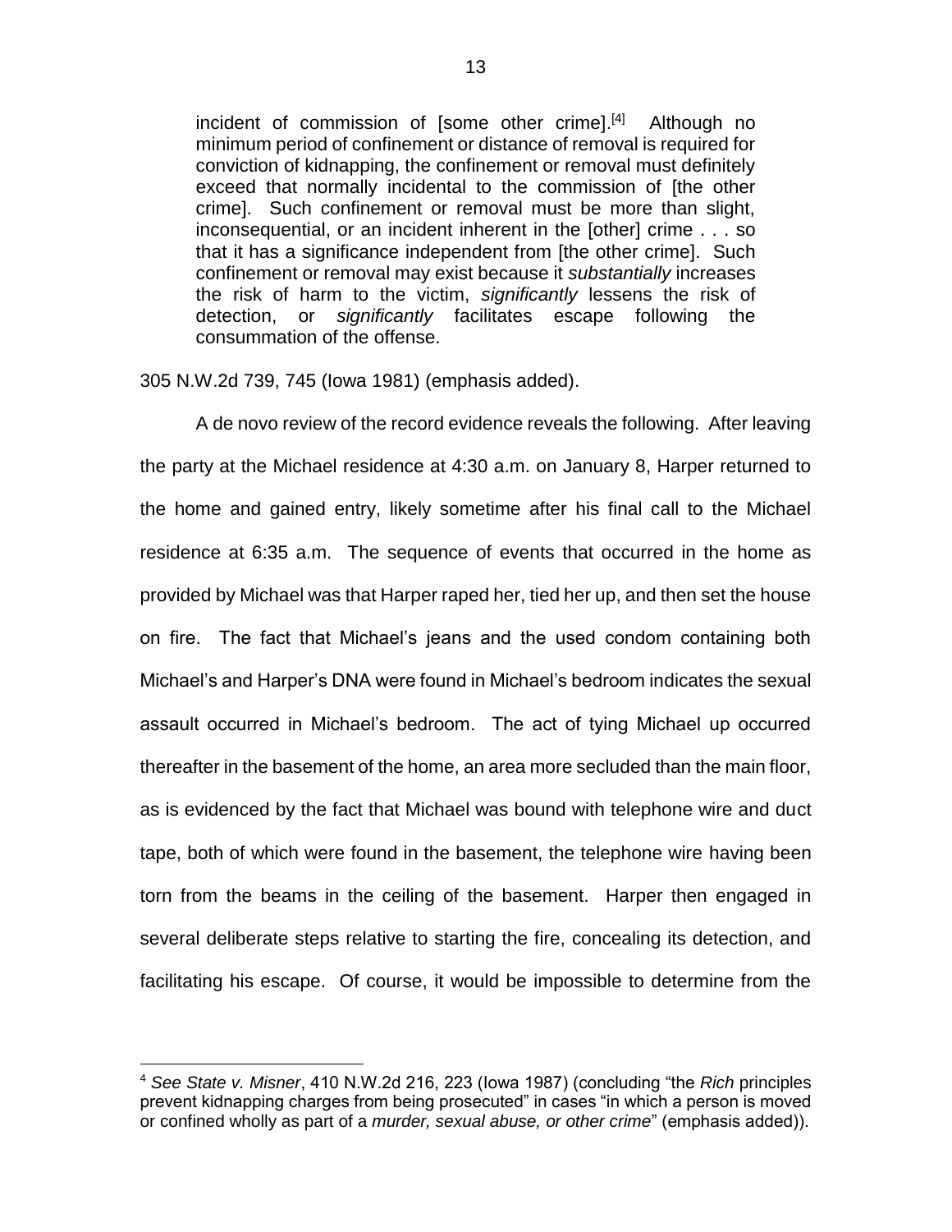> incident of commission of [some other crime].[4] Although no minimum period of confinement or distance of removal is required for conviction of kidnapping, the confinement or removal must definitely exceed that normally incidental to the commission of [the other crime]. Such confinement or removal must be more than slight, inconsequential, or an incident inherent in the [other] crime . . . so that it has a significance independent from [the other crime]. Such confinement or removal may exist because it *substantially* increases the risk of harm to the victim, *significantly* lessens the risk of detection, or *significantly* facilitates escape following the consummation of the offense.

305 N.W.2d 739, 745 (Iowa 1981) (emphasis added).

A de novo review of the record evidence reveals the following. After leaving the party at the Michael residence at 4:30 a.m. on January 8, Harper returned to the home and gained entry, likely sometime after his final call to the Michael residence at 6:35 a.m. The sequence of events that occurred in the home as provided by Michael was that Harper raped her, tied her up, and then set the house on fire. The fact that Michael's jeans and the used condom containing both Michael's and Harper's DNA were found in Michael's bedroom indicates the sexual assault occurred in Michael's bedroom. The act of tying Michael up occurred thereafter in the basement of the home, an area more secluded than the main floor, as is evidenced by the fact that Michael was bound with telephone wire and duct tape, both of which were found in the basement, the telephone wire having been torn from the beams in the ceiling of the basement. Harper then engaged in several deliberate steps relative to starting the fire, concealing its detection, and facilitating his escape. Of course, it would be impossible to determine from the

---

[4] *See State v. Misner*, 410 N.W.2d 216, 223 (Iowa 1987) (concluding "the *Rich* principles prevent kidnapping charges from being prosecuted" in cases "in which a person is moved or confined wholly as part of a *murder, sexual abuse, or other crime*" (emphasis added)).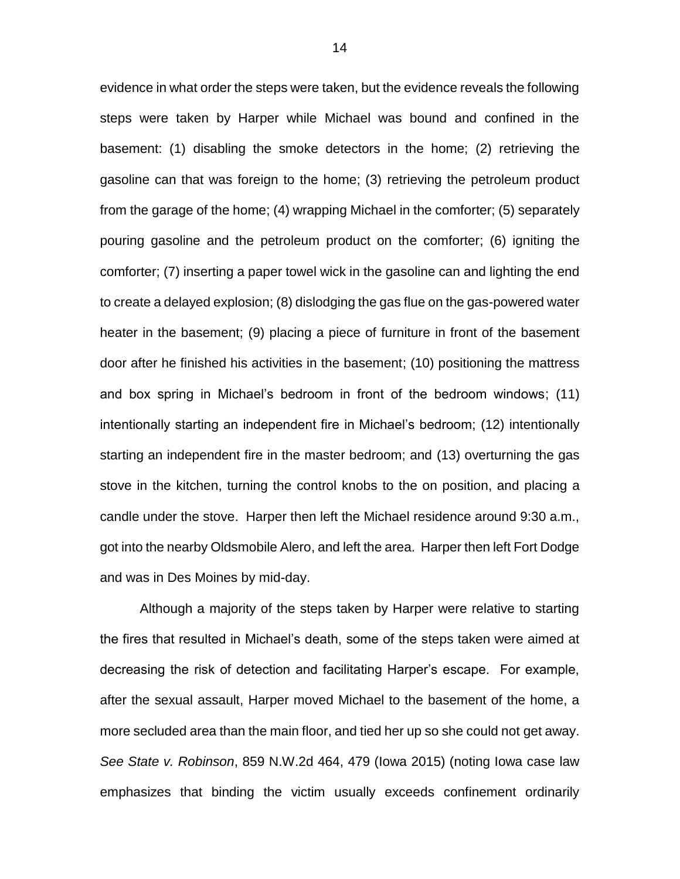evidence in what order the steps were taken, but the evidence reveals the following steps were taken by Harper while Michael was bound and confined in the basement: (1) disabling the smoke detectors in the home; (2) retrieving the gasoline can that was foreign to the home; (3) retrieving the petroleum product from the garage of the home; (4) wrapping Michael in the comforter; (5) separately pouring gasoline and the petroleum product on the comforter; (6) igniting the comforter; (7) inserting a paper towel wick in the gasoline can and lighting the end to create a delayed explosion; (8) dislodging the gas flue on the gas-powered water heater in the basement; (9) placing a piece of furniture in front of the basement door after he finished his activities in the basement; (10) positioning the mattress and box spring in Michael's bedroom in front of the bedroom windows; (11) intentionally starting an independent fire in Michael's bedroom; (12) intentionally starting an independent fire in the master bedroom; and (13) overturning the gas stove in the kitchen, turning the control knobs to the on position, and placing a candle under the stove. Harper then left the Michael residence around 9:30 a.m., got into the nearby Oldsmobile Alero, and left the area. Harper then left Fort Dodge and was in Des Moines by mid-day.

Although a majority of the steps taken by Harper were relative to starting the fires that resulted in Michael's death, some of the steps taken were aimed at decreasing the risk of detection and facilitating Harper's escape. For example, after the sexual assault, Harper moved Michael to the basement of the home, a more secluded area than the main floor, and tied her up so she could not get away. *See State v. Robinson*, 859 N.W.2d 464, 479 (Iowa 2015) (noting Iowa case law emphasizes that binding the victim usually exceeds confinement ordinarily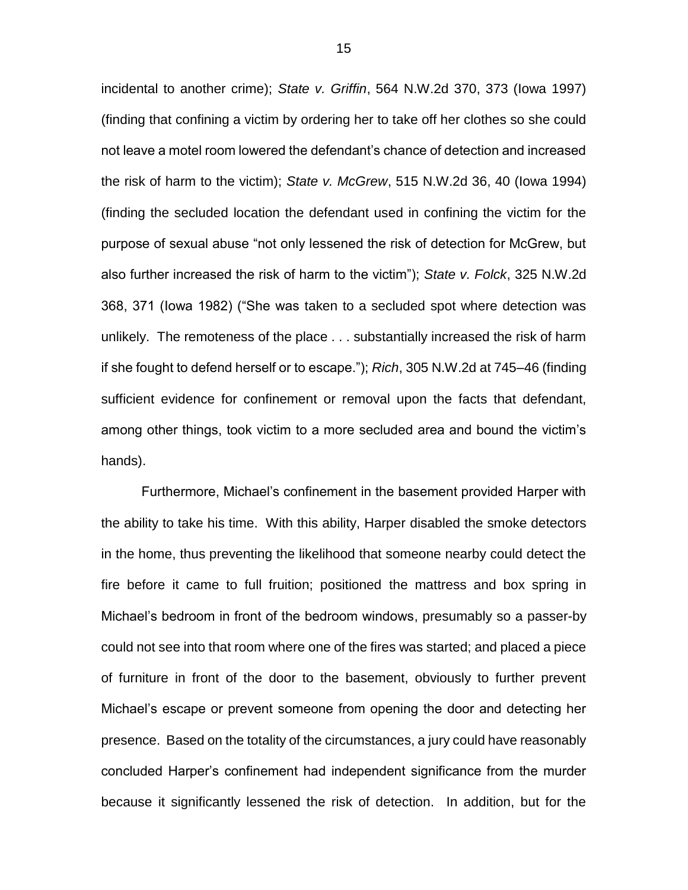incidental to another crime); *State v. Griffin*, 564 N.W.2d 370, 373 (Iowa 1997) (finding that confining a victim by ordering her to take off her clothes so she could not leave a motel room lowered the defendant's chance of detection and increased the risk of harm to the victim); *State v. McGrew*, 515 N.W.2d 36, 40 (Iowa 1994) (finding the secluded location the defendant used in confining the victim for the purpose of sexual abuse "not only lessened the risk of detection for McGrew, but also further increased the risk of harm to the victim"); *State v. Folck*, 325 N.W.2d 368, 371 (Iowa 1982) ("She was taken to a secluded spot where detection was unlikely. The remoteness of the place . . . substantially increased the risk of harm if she fought to defend herself or to escape."); *Rich*, 305 N.W.2d at 745–46 (finding sufficient evidence for confinement or removal upon the facts that defendant, among other things, took victim to a more secluded area and bound the victim's hands).

Furthermore, Michael's confinement in the basement provided Harper with the ability to take his time. With this ability, Harper disabled the smoke detectors in the home, thus preventing the likelihood that someone nearby could detect the fire before it came to full fruition; positioned the mattress and box spring in Michael's bedroom in front of the bedroom windows, presumably so a passer-by could not see into that room where one of the fires was started; and placed a piece of furniture in front of the door to the basement, obviously to further prevent Michael's escape or prevent someone from opening the door and detecting her presence. Based on the totality of the circumstances, a jury could have reasonably concluded Harper's confinement had independent significance from the murder because it significantly lessened the risk of detection. In addition, but for the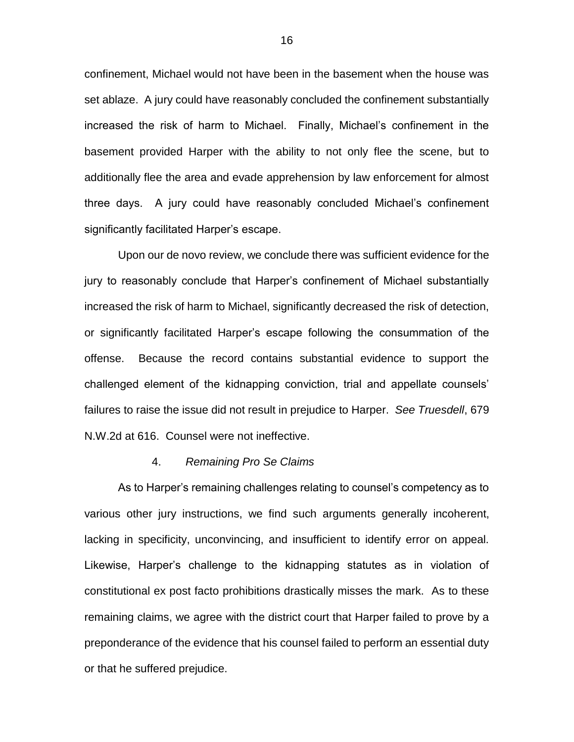confinement, Michael would not have been in the basement when the house was set ablaze. A jury could have reasonably concluded the confinement substantially increased the risk of harm to Michael. Finally, Michael's confinement in the basement provided Harper with the ability to not only flee the scene, but to additionally flee the area and evade apprehension by law enforcement for almost three days. A jury could have reasonably concluded Michael's confinement significantly facilitated Harper's escape.

Upon our de novo review, we conclude there was sufficient evidence for the jury to reasonably conclude that Harper's confinement of Michael substantially increased the risk of harm to Michael, significantly decreased the risk of detection, or significantly facilitated Harper's escape following the consummation of the offense. Because the record contains substantial evidence to support the challenged element of the kidnapping conviction, trial and appellate counsels' failures to raise the issue did not result in prejudice to Harper. *See Truesdell*, 679 N.W.2d at 616. Counsel were not ineffective.

#### 4. *Remaining Pro Se Claims*

As to Harper's remaining challenges relating to counsel's competency as to various other jury instructions, we find such arguments generally incoherent, lacking in specificity, unconvincing, and insufficient to identify error on appeal. Likewise, Harper's challenge to the kidnapping statutes as in violation of constitutional ex post facto prohibitions drastically misses the mark. As to these remaining claims, we agree with the district court that Harper failed to prove by a preponderance of the evidence that his counsel failed to perform an essential duty or that he suffered prejudice.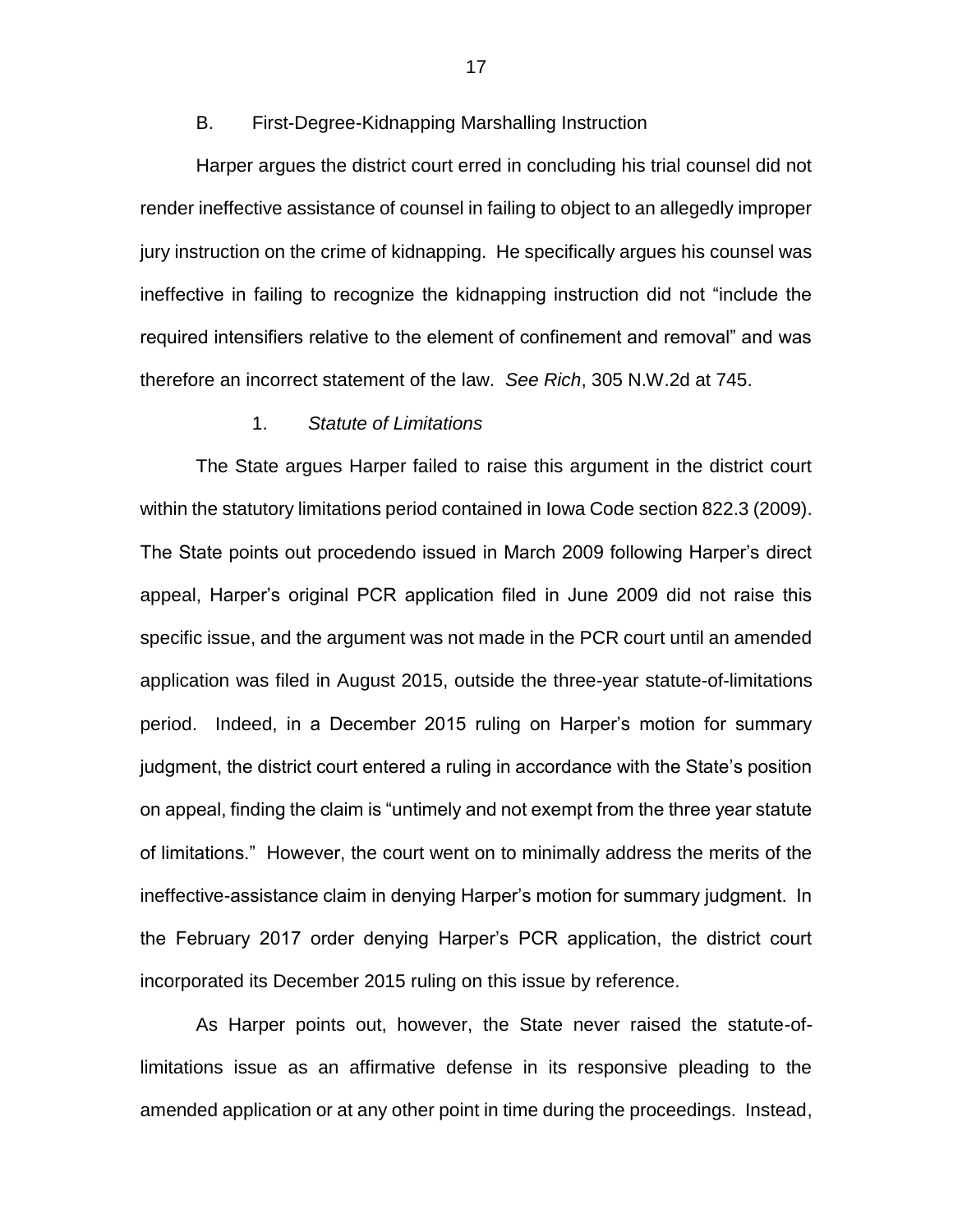### B. First-Degree-Kidnapping Marshalling Instruction

Harper argues the district court erred in concluding his trial counsel did not render ineffective assistance of counsel in failing to object to an allegedly improper jury instruction on the crime of kidnapping. He specifically argues his counsel was ineffective in failing to recognize the kidnapping instruction did not "include the required intensifiers relative to the element of confinement and removal" and was therefore an incorrect statement of the law. *See Rich*, 305 N.W.2d at 745.

#### 1. *Statute of Limitations*

The State argues Harper failed to raise this argument in the district court within the statutory limitations period contained in Iowa Code section 822.3 (2009). The State points out procedendo issued in March 2009 following Harper's direct appeal, Harper's original PCR application filed in June 2009 did not raise this specific issue, and the argument was not made in the PCR court until an amended application was filed in August 2015, outside the three-year statute-of-limitations period. Indeed, in a December 2015 ruling on Harper's motion for summary judgment, the district court entered a ruling in accordance with the State's position on appeal, finding the claim is "untimely and not exempt from the three year statute of limitations." However, the court went on to minimally address the merits of the ineffective-assistance claim in denying Harper's motion for summary judgment. In the February 2017 order denying Harper's PCR application, the district court incorporated its December 2015 ruling on this issue by reference.

As Harper points out, however, the State never raised the statute-of-limitations issue as an affirmative defense in its responsive pleading to the amended application or at any other point in time during the proceedings. Instead,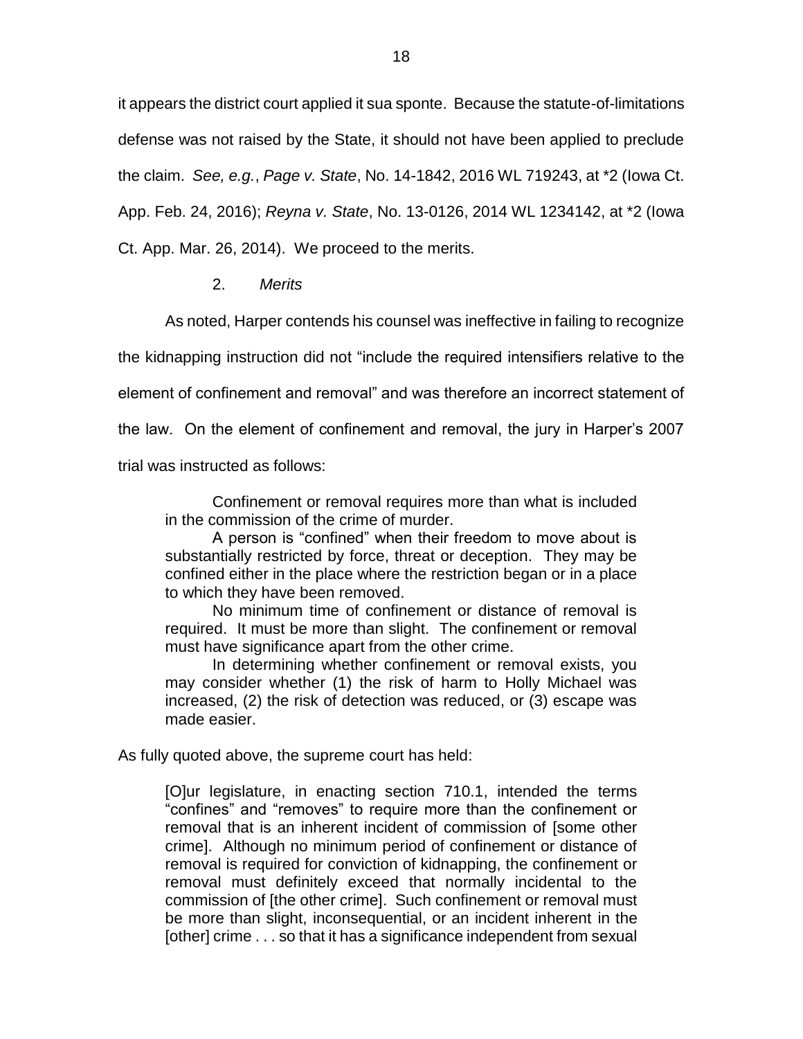it appears the district court applied it sua sponte. Because the statute-of-limitations defense was not raised by the State, it should not have been applied to preclude the claim. *See, e.g.*, *Page v. State*, No. 14-1842, 2016 WL 719243, at *2 (Iowa Ct. App. Feb. 24, 2016); *Reyna v. State*, No. 13-0126, 2014 WL 1234142, at *2 (Iowa Ct. App. Mar. 26, 2014). We proceed to the merits.

2. *Merits*

As noted, Harper contends his counsel was ineffective in failing to recognize the kidnapping instruction did not "include the required intensifiers relative to the element of confinement and removal" and was therefore an incorrect statement of the law. On the element of confinement and removal, the jury in Harper's 2007 trial was instructed as follows:

> Confinement or removal requires more than what is included in the commission of the crime of murder.
>
> A person is "confined" when their freedom to move about is substantially restricted by force, threat or deception. They may be confined either in the place where the restriction began or in a place to which they have been removed.
>
> No minimum time of confinement or distance of removal is required. It must be more than slight. The confinement or removal must have significance apart from the other crime.
>
> In determining whether confinement or removal exists, you may consider whether (1) the risk of harm to Holly Michael was increased, (2) the risk of detection was reduced, or (3) escape was made easier.

As fully quoted above, the supreme court has held:

> [O]ur legislature, in enacting section 710.1, intended the terms "confines" and "removes" to require more than the confinement or removal that is an inherent incident of commission of [some other crime]. Although no minimum period of confinement or distance of removal is required for conviction of kidnapping, the confinement or removal must definitely exceed that normally incidental to the commission of [the other crime]. Such confinement or removal must be more than slight, inconsequential, or an incident inherent in the [other] crime . . . so that it has a significance independent from sexual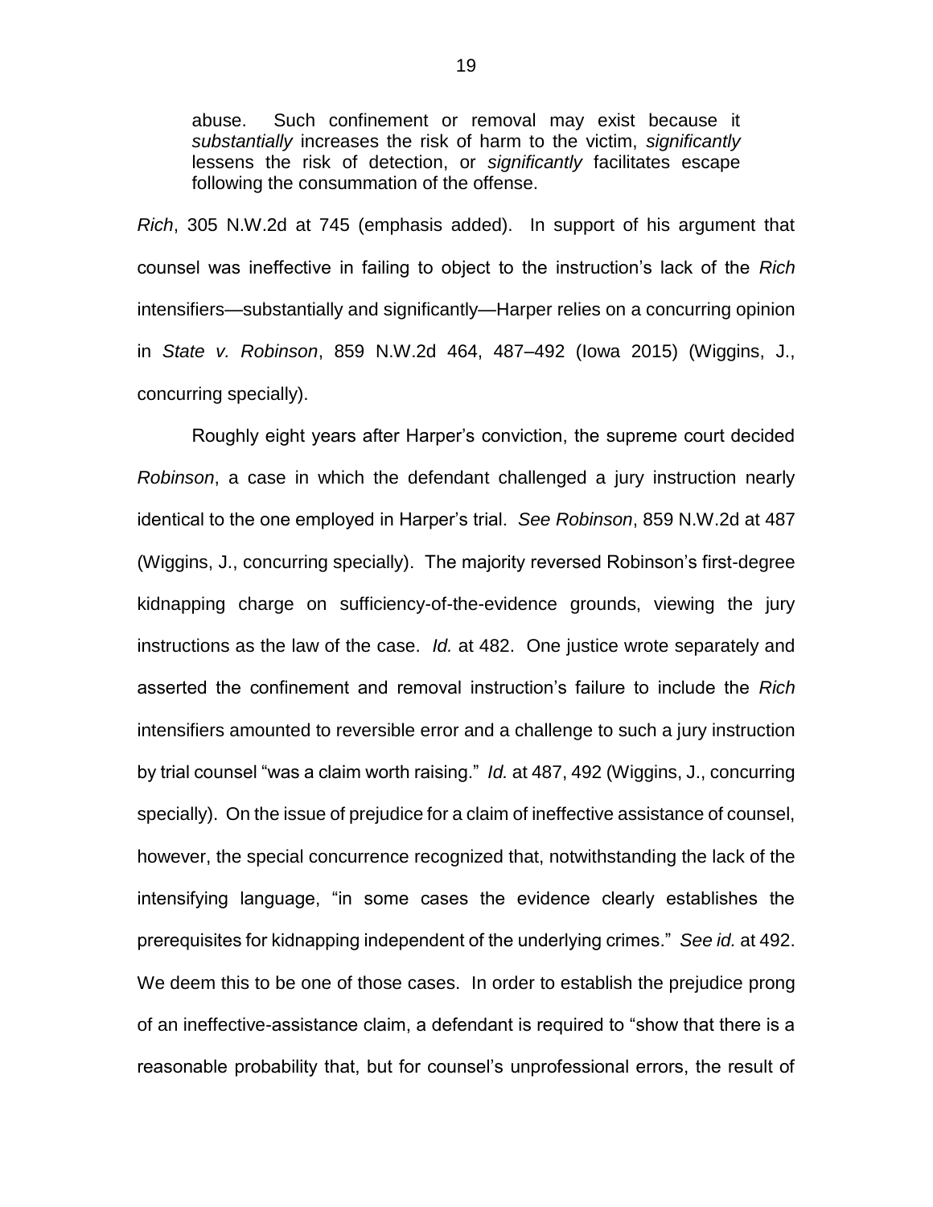> abuse. Such confinement or removal may exist because it *substantially* increases the risk of harm to the victim, *significantly* lessens the risk of detection, or *significantly* facilitates escape following the consummation of the offense.

*Rich*, 305 N.W.2d at 745 (emphasis added). In support of his argument that counsel was ineffective in failing to object to the instruction's lack of the *Rich* intensifiers—substantially and significantly—Harper relies on a concurring opinion in *State v. Robinson*, 859 N.W.2d 464, 487–492 (Iowa 2015) (Wiggins, J., concurring specially).

Roughly eight years after Harper's conviction, the supreme court decided *Robinson*, a case in which the defendant challenged a jury instruction nearly identical to the one employed in Harper's trial. *See Robinson*, 859 N.W.2d at 487 (Wiggins, J., concurring specially). The majority reversed Robinson's first-degree kidnapping charge on sufficiency-of-the-evidence grounds, viewing the jury instructions as the law of the case. *Id.* at 482. One justice wrote separately and asserted the confinement and removal instruction's failure to include the *Rich* intensifiers amounted to reversible error and a challenge to such a jury instruction by trial counsel "was a claim worth raising." *Id.* at 487, 492 (Wiggins, J., concurring specially). On the issue of prejudice for a claim of ineffective assistance of counsel, however, the special concurrence recognized that, notwithstanding the lack of the intensifying language, "in some cases the evidence clearly establishes the prerequisites for kidnapping independent of the underlying crimes." *See id.* at 492. We deem this to be one of those cases. In order to establish the prejudice prong of an ineffective-assistance claim, a defendant is required to "show that there is a reasonable probability that, but for counsel's unprofessional errors, the result of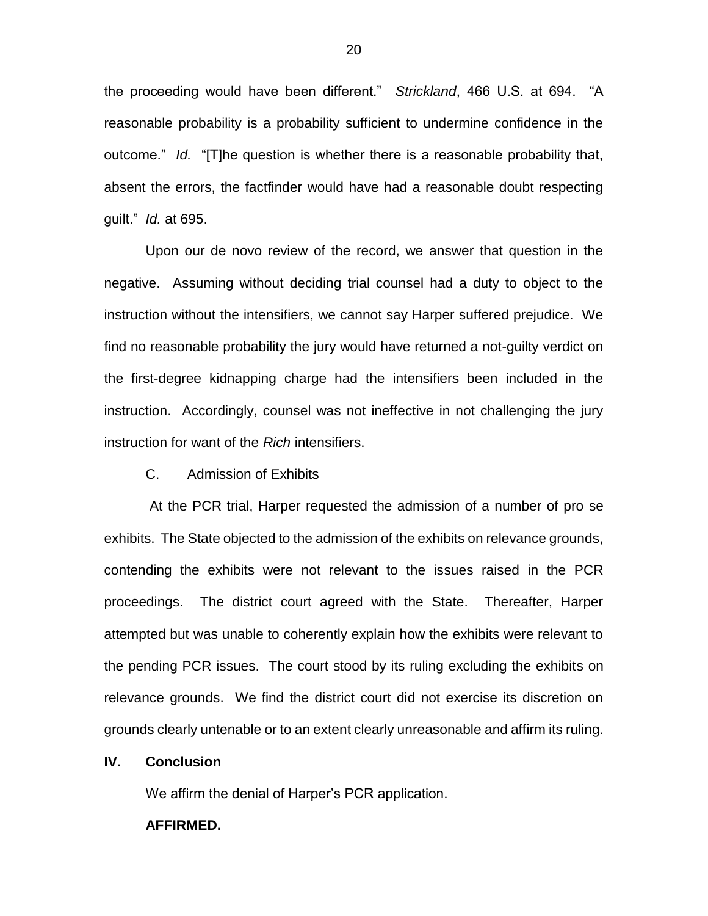the proceeding would have been different." *Strickland*, 466 U.S. at 694. "A reasonable probability is a probability sufficient to undermine confidence in the outcome." *Id.* "[T]he question is whether there is a reasonable probability that, absent the errors, the factfinder would have had a reasonable doubt respecting guilt." *Id.* at 695.

Upon our de novo review of the record, we answer that question in the negative. Assuming without deciding trial counsel had a duty to object to the instruction without the intensifiers, we cannot say Harper suffered prejudice. We find no reasonable probability the jury would have returned a not-guilty verdict on the first-degree kidnapping charge had the intensifiers been included in the instruction. Accordingly, counsel was not ineffective in not challenging the jury instruction for want of the *Rich* intensifiers.

### C. Admission of Exhibits

At the PCR trial, Harper requested the admission of a number of pro se exhibits. The State objected to the admission of the exhibits on relevance grounds, contending the exhibits were not relevant to the issues raised in the PCR proceedings. The district court agreed with the State. Thereafter, Harper attempted but was unable to coherently explain how the exhibits were relevant to the pending PCR issues. The court stood by its ruling excluding the exhibits on relevance grounds. We find the district court did not exercise its discretion on grounds clearly untenable or to an extent clearly unreasonable and affirm its ruling.

## IV. Conclusion

We affirm the denial of Harper's PCR application.

**AFFIRMED.**